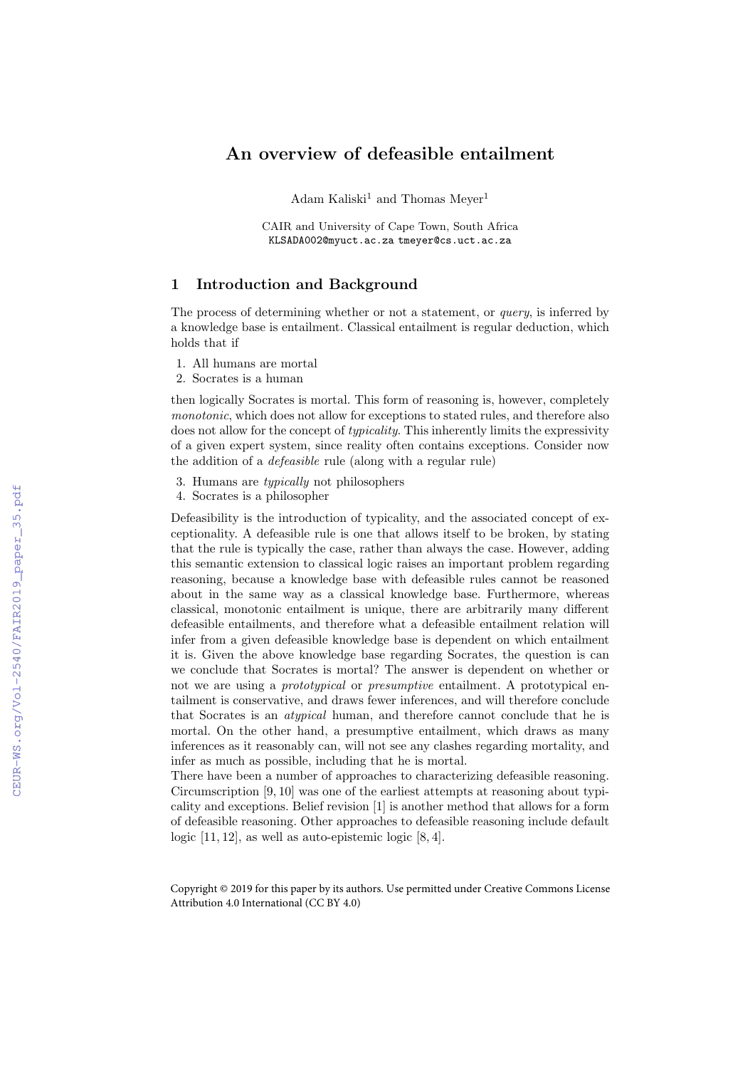# An overview of defeasible entailment

Adam Kaliski[1] and Thomas Meyer[1]

CAIR and University of Cape Town, South Africa
KLSADA002@myuct.ac.za tmeyer@cs.uct.ac.za

## 1 Introduction and Background

The process of determining whether or not a statement, or *query*, is inferred by a knowledge base is entailment. Classical entailment is regular deduction, which holds that if

1. All humans are mortal
2. Socrates is a human

then logically Socrates is mortal. This form of reasoning is, however, completely *monotonic*, which does not allow for exceptions to stated rules, and therefore also does not allow for the concept of *typicality*. This inherently limits the expressivity of a given expert system, since reality often contains exceptions. Consider now the addition of a *defeasible* rule (along with a regular rule)

3. Humans are *typically* not philosophers
4. Socrates is a philosopher

Defeasibility is the introduction of typicality, and the associated concept of exceptionality. A defeasible rule is one that allows itself to be broken, by stating that the rule is typically the case, rather than always the case. However, adding this semantic extension to classical logic raises an important problem regarding reasoning, because a knowledge base with defeasible rules cannot be reasoned about in the same way as a classical knowledge base. Furthermore, whereas classical, monotonic entailment is unique, there are arbitrarily many different defeasible entailments, and therefore what a defeasible entailment relation will infer from a given defeasible knowledge base is dependent on which entailment it is. Given the above knowledge base regarding Socrates, the question is can we conclude that Socrates is mortal? The answer is dependent on whether or not we are using a *prototypical* or *presumptive* entailment. A prototypical entailment is conservative, and draws fewer inferences, and will therefore conclude that Socrates is an *atypical* human, and therefore cannot conclude that he is mortal. On the other hand, a presumptive entailment, which draws as many inferences as it reasonably can, will not see any clashes regarding mortality, and infer as much as possible, including that he is mortal.
There have been a number of approaches to characterizing defeasible reasoning. Circumscription [9, 10] was one of the earliest attempts at reasoning about typicality and exceptions. Belief revision [1] is another method that allows for a form of defeasible reasoning. Other approaches to defeasible reasoning include default logic [11, 12], as well as auto-epistemic logic [8, 4].

Copyright © 2019 for this paper by its authors. Use permitted under Creative Commons License Attribution 4.0 International (CC BY 4.0)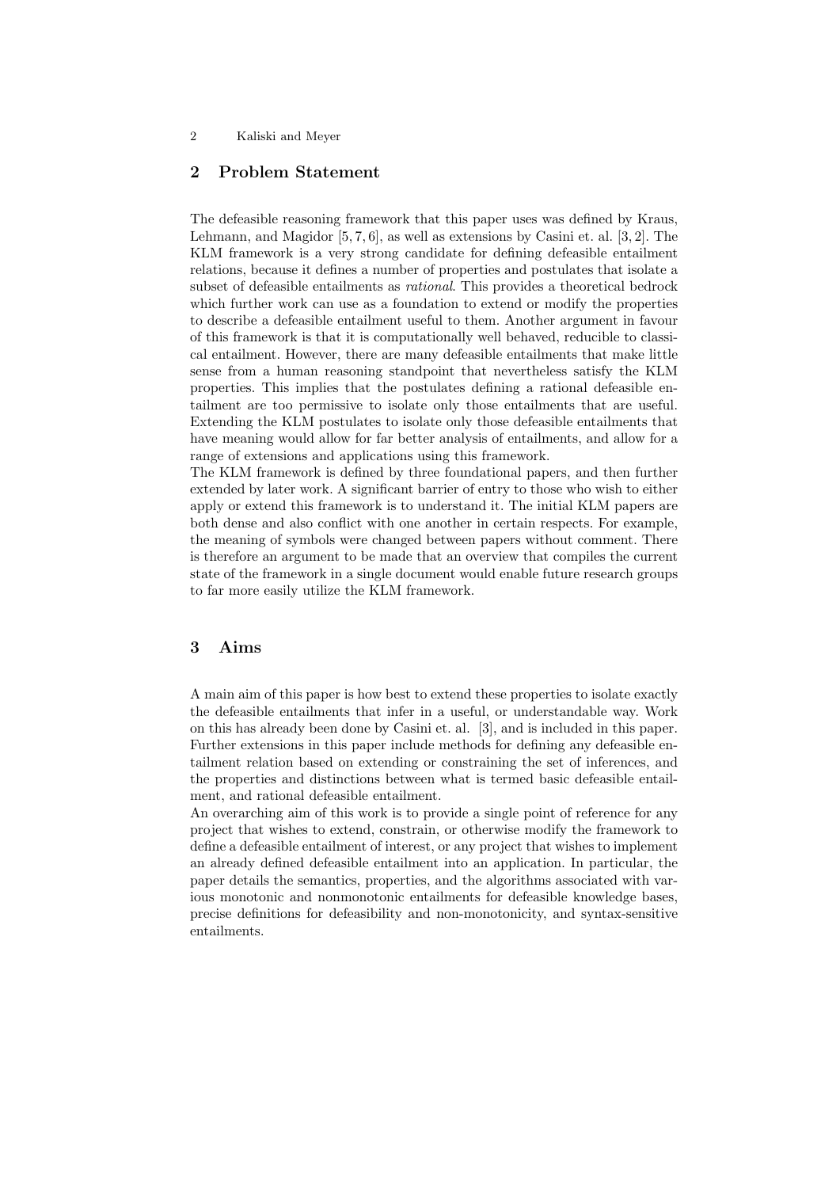## 2 Problem Statement

The defeasible reasoning framework that this paper uses was defined by Kraus, Lehmann, and Magidor [5, 7, 6], as well as extensions by Casini et. al. [3, 2]. The KLM framework is a very strong candidate for defining defeasible entailment relations, because it defines a number of properties and postulates that isolate a subset of defeasible entailments as *rational*. This provides a theoretical bedrock which further work can use as a foundation to extend or modify the properties to describe a defeasible entailment useful to them. Another argument in favour of this framework is that it is computationally well behaved, reducible to classical entailment. However, there are many defeasible entailments that make little sense from a human reasoning standpoint that nevertheless satisfy the KLM properties. This implies that the postulates defining a rational defeasible entailment are too permissive to isolate only those entailments that are useful. Extending the KLM postulates to isolate only those defeasible entailments that have meaning would allow for far better analysis of entailments, and allow for a range of extensions and applications using this framework.
The KLM framework is defined by three foundational papers, and then further extended by later work. A significant barrier of entry to those who wish to either apply or extend this framework is to understand it. The initial KLM papers are both dense and also conflict with one another in certain respects. For example, the meaning of symbols were changed between papers without comment. There is therefore an argument to be made that an overview that compiles the current state of the framework in a single document would enable future research groups to far more easily utilize the KLM framework.

## 3 Aims

A main aim of this paper is how best to extend these properties to isolate exactly the defeasible entailments that infer in a useful, or understandable way. Work on this has already been done by Casini et. al. [3], and is included in this paper. Further extensions in this paper include methods for defining any defeasible entailment relation based on extending or constraining the set of inferences, and the properties and distinctions between what is termed basic defeasible entailment, and rational defeasible entailment.
An overarching aim of this work is to provide a single point of reference for any project that wishes to extend, constrain, or otherwise modify the framework to define a defeasible entailment of interest, or any project that wishes to implement an already defined defeasible entailment into an application. In particular, the paper details the semantics, properties, and the algorithms associated with various monotonic and nonmonotonic entailments for defeasible knowledge bases, precise definitions for defeasibility and non-monotonicity, and syntax-sensitive entailments.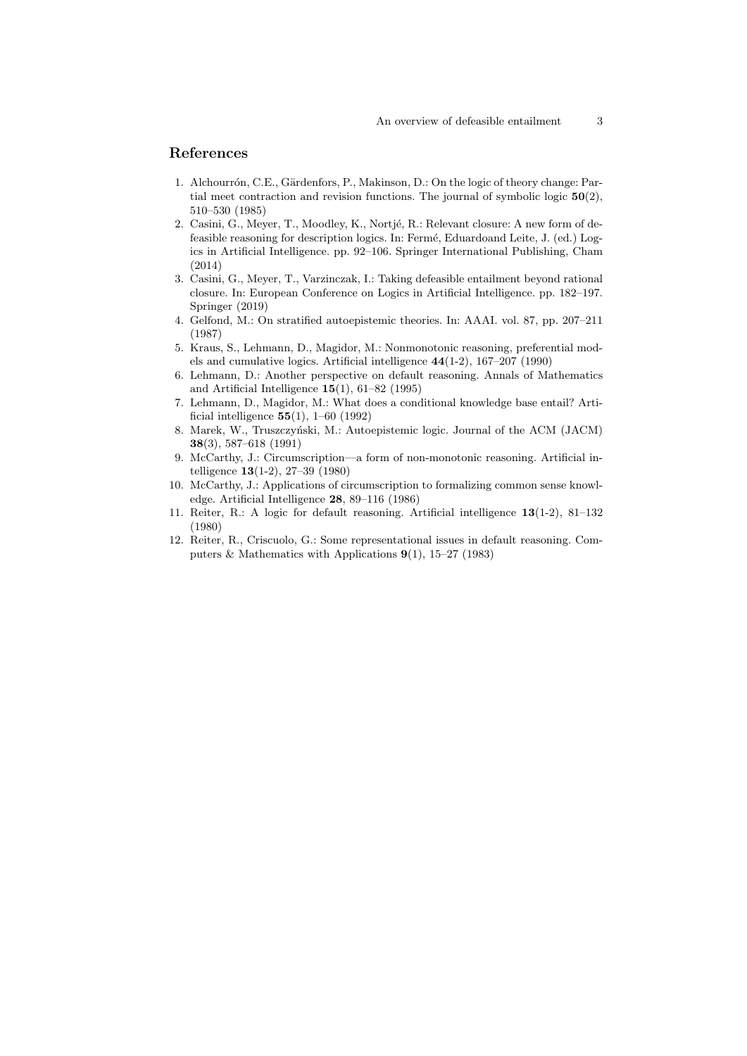## References

1. Alchourrón, C.E., Gärdenfors, P., Makinson, D.: On the logic of theory change: Partial meet contraction and revision functions. The journal of symbolic logic **50**(2), 510–530 (1985)
2. Casini, G., Meyer, T., Moodley, K., Nortjé, R.: Relevant closure: A new form of defeasible reasoning for description logics. In: Fermé, Eduardoand Leite, J. (ed.) Logics in Artificial Intelligence. pp. 92–106. Springer International Publishing, Cham (2014)
3. Casini, G., Meyer, T., Varzinczak, I.: Taking defeasible entailment beyond rational closure. In: European Conference on Logics in Artificial Intelligence. pp. 182–197. Springer (2019)
4. Gelfond, M.: On stratified autoepistemic theories. In: AAAI. vol. 87, pp. 207–211 (1987)
5. Kraus, S., Lehmann, D., Magidor, M.: Nonmonotonic reasoning, preferential models and cumulative logics. Artificial intelligence **44**(1-2), 167–207 (1990)
6. Lehmann, D.: Another perspective on default reasoning. Annals of Mathematics and Artificial Intelligence **15**(1), 61–82 (1995)
7. Lehmann, D., Magidor, M.: What does a conditional knowledge base entail? Artificial intelligence **55**(1), 1–60 (1992)
8. Marek, W., Truszczyński, M.: Autoepistemic logic. Journal of the ACM (JACM) **38**(3), 587–618 (1991)
9. McCarthy, J.: Circumscription—a form of non-monotonic reasoning. Artificial intelligence **13**(1-2), 27–39 (1980)
10. McCarthy, J.: Applications of circumscription to formalizing common sense knowledge. Artificial Intelligence **28**, 89–116 (1986)
11. Reiter, R.: A logic for default reasoning. Artificial intelligence **13**(1-2), 81–132 (1980)
12. Reiter, R., Criscuolo, G.: Some representational issues in default reasoning. Computers & Mathematics with Applications **9**(1), 15–27 (1983)